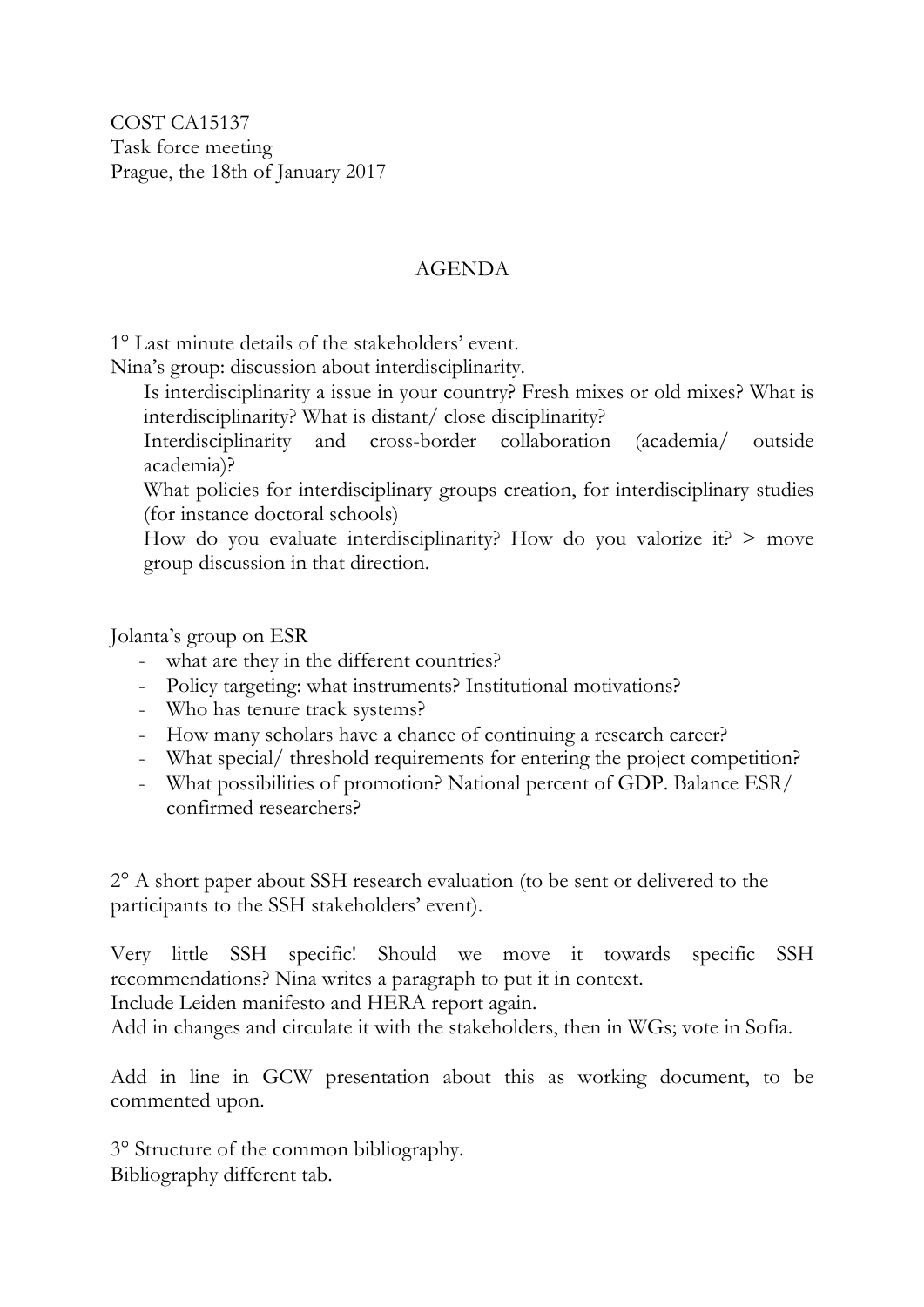COST CA15137
Task force meeting
Prague, the 18th of January 2017

# AGENDA

1° Last minute details of the stakeholders' event.

Nina's group: discussion about interdisciplinarity.

> Is interdisciplinarity a issue in your country? Fresh mixes or old mixes? What is interdisciplinarity? What is distant/ close disciplinarity?
>
> Interdisciplinarity and cross-border collaboration (academia/ outside academia)?
>
> What policies for interdisciplinary groups creation, for interdisciplinary studies (for instance doctoral schools)
>
> How do you evaluate interdisciplinarity? How do you valorize it? > move group discussion in that direction.

Jolanta's group on ESR

- what are they in the different countries?
- Policy targeting: what instruments? Institutional motivations?
- Who has tenure track systems?
- How many scholars have a chance of continuing a research career?
- What special/ threshold requirements for entering the project competition?
- What possibilities of promotion? National percent of GDP. Balance ESR/ confirmed researchers?

2° A short paper about SSH research evaluation (to be sent or delivered to the participants to the SSH stakeholders' event).

Very little SSH specific! Should we move it towards specific SSH recommendations? Nina writes a paragraph to put it in context.
Include Leiden manifesto and HERA report again.
Add in changes and circulate it with the stakeholders, then in WGs; vote in Sofia.

Add in line in GCW presentation about this as working document, to be commented upon.

3° Structure of the common bibliography.
Bibliography different tab.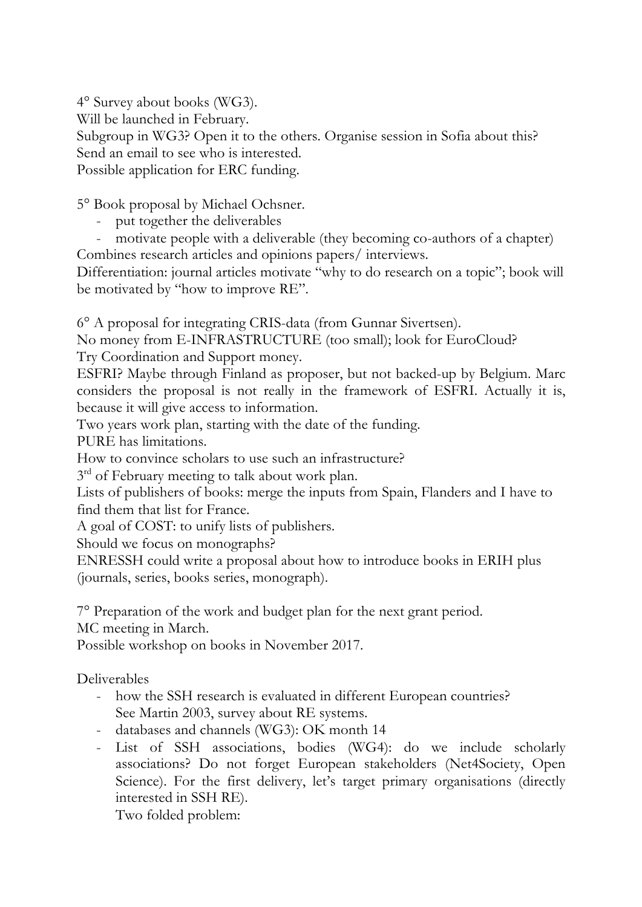4° Survey about books (WG3).
Will be launched in February.
Subgroup in WG3? Open it to the others. Organise session in Sofia about this?
Send an email to see who is interested.
Possible application for ERC funding.

5° Book proposal by Michael Ochsner.

- put together the deliverables
- motivate people with a deliverable (they becoming co-authors of a chapter)

Combines research articles and opinions papers/ interviews.
Differentiation: journal articles motivate "why to do research on a topic"; book will be motivated by "how to improve RE".

6° A proposal for integrating CRIS-data (from Gunnar Sivertsen).
No money from E-INFRASTRUCTURE (too small); look for EuroCloud?
Try Coordination and Support money.
ESFRI? Maybe through Finland as proposer, but not backed-up by Belgium. Marc considers the proposal is not really in the framework of ESFRI. Actually it is, because it will give access to information.
Two years work plan, starting with the date of the funding.
PURE has limitations.
How to convince scholars to use such an infrastructure?
3rd of February meeting to talk about work plan.
Lists of publishers of books: merge the inputs from Spain, Flanders and I have to find them that list for France.
A goal of COST: to unify lists of publishers.
Should we focus on monographs?
ENRESSH could write a proposal about how to introduce books in ERIH plus (journals, series, books series, monograph).

7° Preparation of the work and budget plan for the next grant period.
MC meeting in March.
Possible workshop on books in November 2017.

Deliverables

- how the SSH research is evaluated in different European countries?
  See Martin 2003, survey about RE systems.
- databases and channels (WG3): OK month 14
- List of SSH associations, bodies (WG4): do we include scholarly associations? Do not forget European stakeholders (Net4Society, Open Science). For the first delivery, let's target primary organisations (directly interested in SSH RE).
  Two folded problem: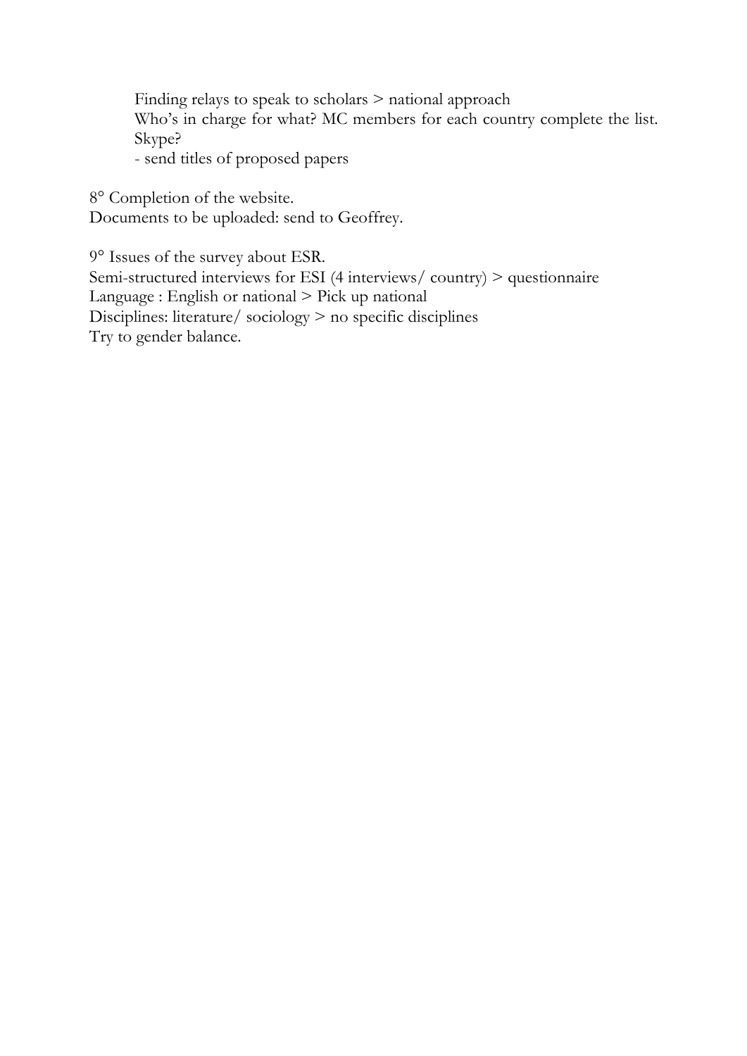Finding relays to speak to scholars > national approach
Who's in charge for what? MC members for each country complete the list.
Skype?
- send titles of proposed papers

8° Completion of the website.
Documents to be uploaded: send to Geoffrey.

9° Issues of the survey about ESR.
Semi-structured interviews for ESI (4 interviews/ country) > questionnaire
Language : English or national > Pick up national
Disciplines: literature/ sociology > no specific disciplines
Try to gender balance.